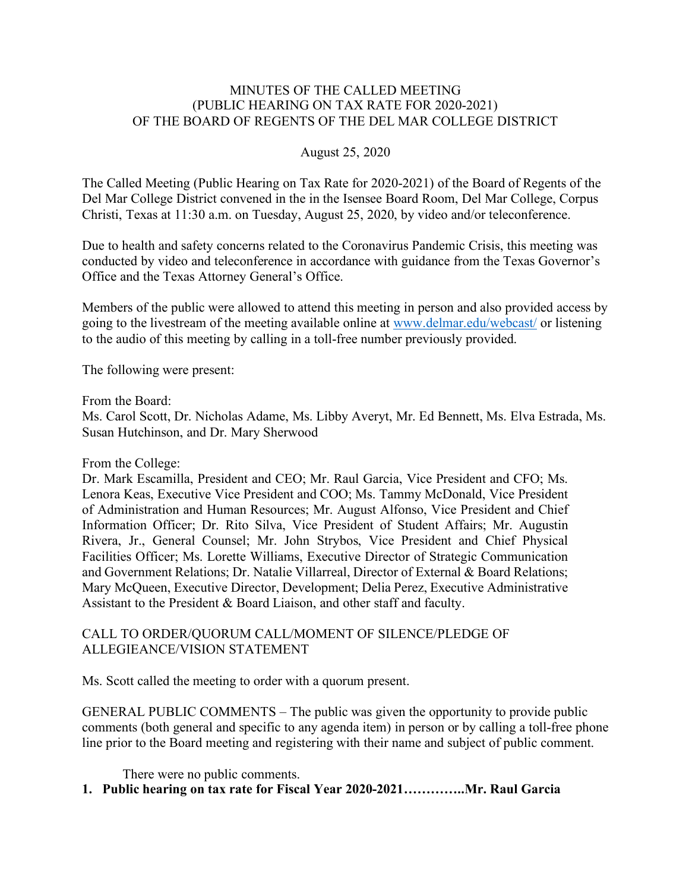# MINUTES OF THE CALLED MEETING
## (PUBLIC HEARING ON TAX RATE FOR 2020-2021)
## OF THE BOARD OF REGENTS OF THE DEL MAR COLLEGE DISTRICT

August 25, 2020

The Called Meeting (Public Hearing on Tax Rate for 2020-2021) of the Board of Regents of the Del Mar College District convened in the in the Isensee Board Room, Del Mar College, Corpus Christi, Texas at 11:30 a.m. on Tuesday, August 25, 2020, by video and/or teleconference.

Due to health and safety concerns related to the Coronavirus Pandemic Crisis, this meeting was conducted by video and teleconference in accordance with guidance from the Texas Governor's Office and the Texas Attorney General's Office.

Members of the public were allowed to attend this meeting in person and also provided access by going to the livestream of the meeting available online at www.delmar.edu/webcast/ or listening to the audio of this meeting by calling in a toll-free number previously provided.

The following were present:

From the Board:
Ms. Carol Scott, Dr. Nicholas Adame, Ms. Libby Averyt, Mr. Ed Bennett, Ms. Elva Estrada, Ms. Susan Hutchinson, and Dr. Mary Sherwood

From the College:
Dr. Mark Escamilla, President and CEO; Mr. Raul Garcia, Vice President and CFO; Ms. Lenora Keas, Executive Vice President and COO; Ms. Tammy McDonald, Vice President of Administration and Human Resources; Mr. August Alfonso, Vice President and Chief Information Officer; Dr. Rito Silva, Vice President of Student Affairs; Mr. Augustin Rivera, Jr., General Counsel; Mr. John Strybos, Vice President and Chief Physical Facilities Officer; Ms. Lorette Williams, Executive Director of Strategic Communication and Government Relations; Dr. Natalie Villarreal, Director of External & Board Relations; Mary McQueen, Executive Director, Development; Delia Perez, Executive Administrative Assistant to the President & Board Liaison, and other staff and faculty.

CALL TO ORDER/QUORUM CALL/MOMENT OF SILENCE/PLEDGE OF ALLEGIEANCE/VISION STATEMENT

Ms. Scott called the meeting to order with a quorum present.

GENERAL PUBLIC COMMENTS – The public was given the opportunity to provide public comments (both general and specific to any agenda item) in person or by calling a toll-free phone line prior to the Board meeting and registering with their name and subject of public comment.

There were no public comments.

**1. Public hearing on tax rate for Fiscal Year 2020-2021…………..Mr. Raul Garcia**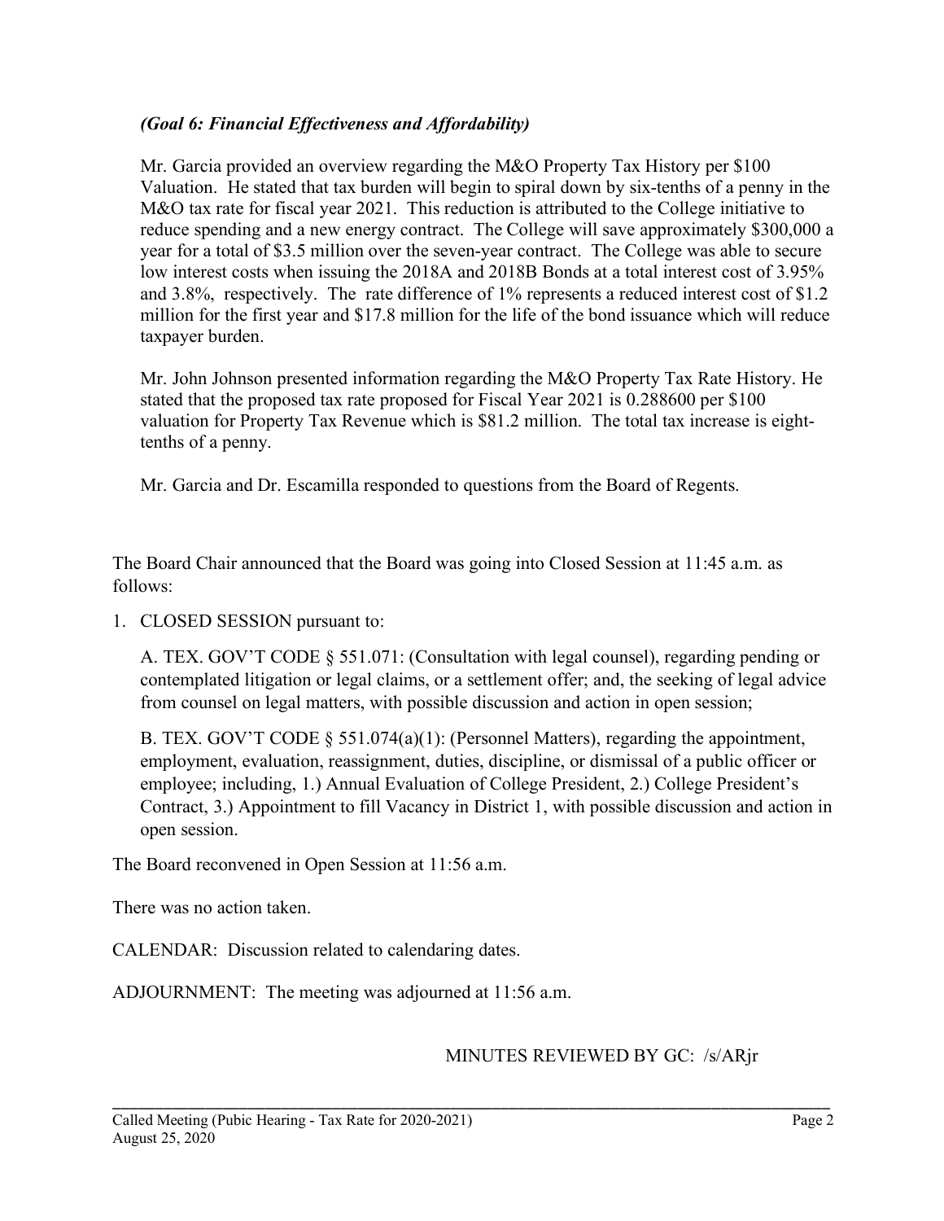***(Goal 6: Financial Effectiveness and Affordability)***

Mr. Garcia provided an overview regarding the M&O Property Tax History per $100 Valuation. He stated that tax burden will begin to spiral down by six-tenths of a penny in the M&O tax rate for fiscal year 2021. This reduction is attributed to the College initiative to reduce spending and a new energy contract. The College will save approximately $300,000 a year for a total of $3.5 million over the seven-year contract. The College was able to secure low interest costs when issuing the 2018A and 2018B Bonds at a total interest cost of 3.95% and 3.8%, respectively. The rate difference of 1% represents a reduced interest cost of $1.2 million for the first year and $17.8 million for the life of the bond issuance which will reduce taxpayer burden.

Mr. John Johnson presented information regarding the M&O Property Tax Rate History. He stated that the proposed tax rate proposed for Fiscal Year 2021 is 0.288600 per $100 valuation for Property Tax Revenue which is $81.2 million. The total tax increase is eight-tenths of a penny.

Mr. Garcia and Dr. Escamilla responded to questions from the Board of Regents.

The Board Chair announced that the Board was going into Closed Session at 11:45 a.m. as follows:

1. CLOSED SESSION pursuant to:

   A. TEX. GOV'T CODE § 551.071: (Consultation with legal counsel), regarding pending or contemplated litigation or legal claims, or a settlement offer; and, the seeking of legal advice from counsel on legal matters, with possible discussion and action in open session;

   B. TEX. GOV'T CODE § 551.074(a)(1): (Personnel Matters), regarding the appointment, employment, evaluation, reassignment, duties, discipline, or dismissal of a public officer or employee; including, 1.) Annual Evaluation of College President, 2.) College President's Contract, 3.) Appointment to fill Vacancy in District 1, with possible discussion and action in open session.

The Board reconvened in Open Session at 11:56 a.m.

There was no action taken.

CALENDAR: Discussion related to calendaring dates.

ADJOURNMENT: The meeting was adjourned at 11:56 a.m.

MINUTES REVIEWED BY GC: /s/ARjr